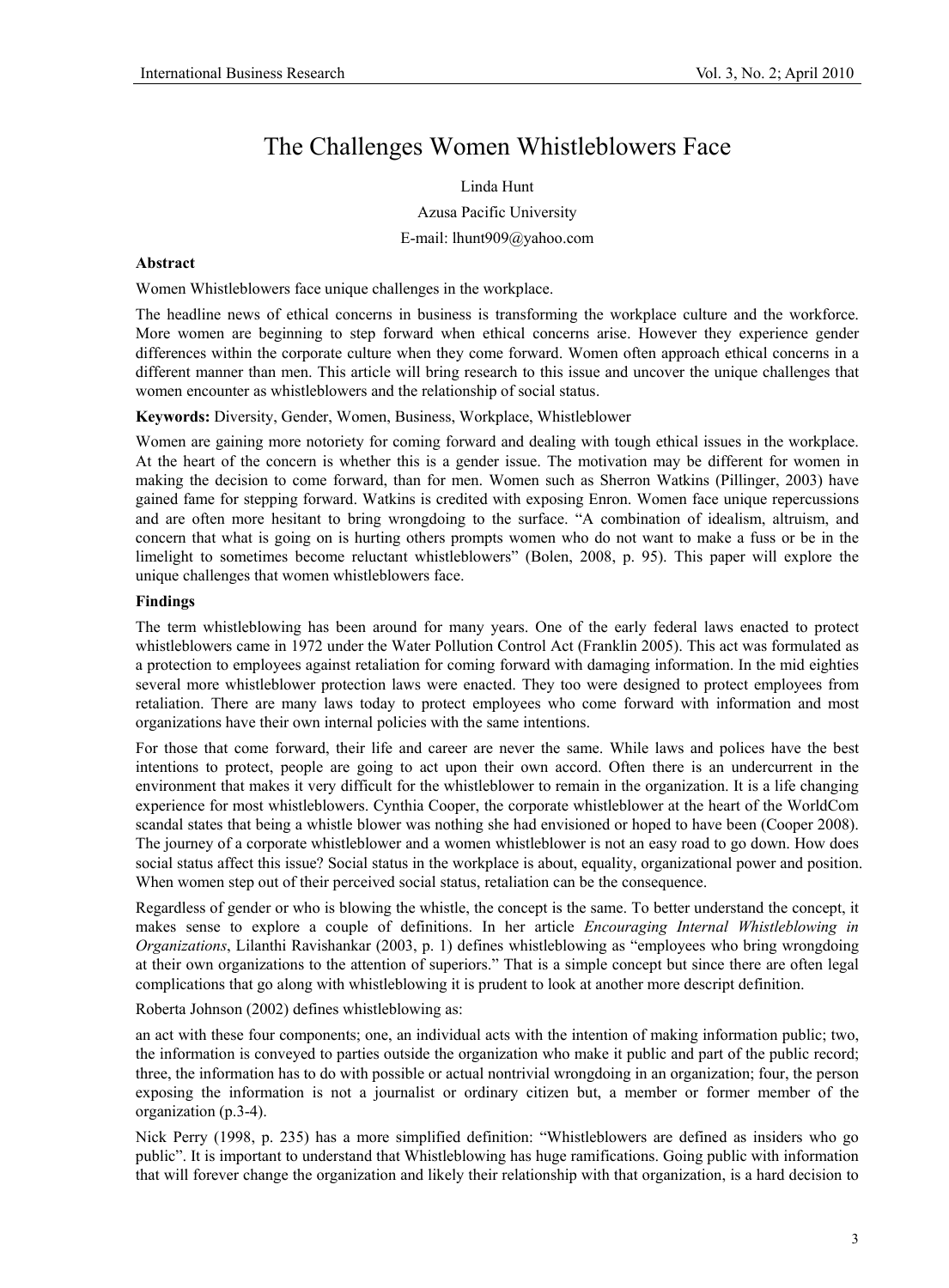# The Challenges Women Whistleblowers Face

Linda Hunt

Azusa Pacific University

E-mail: lhunt909@yahoo.com

**Abstract**

Women Whistleblowers face unique challenges in the workplace.

The headline news of ethical concerns in business is transforming the workplace culture and the workforce. More women are beginning to step forward when ethical concerns arise. However they experience gender differences within the corporate culture when they come forward. Women often approach ethical concerns in a different manner than men. This article will bring research to this issue and uncover the unique challenges that women encounter as whistleblowers and the relationship of social status.

**Keywords:** Diversity, Gender, Women, Business, Workplace, Whistleblower

Women are gaining more notoriety for coming forward and dealing with tough ethical issues in the workplace. At the heart of the concern is whether this is a gender issue. The motivation may be different for women in making the decision to come forward, than for men. Women such as Sherron Watkins (Pillinger, 2003) have gained fame for stepping forward. Watkins is credited with exposing Enron. Women face unique repercussions and are often more hesitant to bring wrongdoing to the surface. "A combination of idealism, altruism, and concern that what is going on is hurting others prompts women who do not want to make a fuss or be in the limelight to sometimes become reluctant whistleblowers" (Bolen, 2008, p. 95). This paper will explore the unique challenges that women whistleblowers face.

**Findings**

The term whistleblowing has been around for many years. One of the early federal laws enacted to protect whistleblowers came in 1972 under the Water Pollution Control Act (Franklin 2005). This act was formulated as a protection to employees against retaliation for coming forward with damaging information. In the mid eighties several more whistleblower protection laws were enacted. They too were designed to protect employees from retaliation. There are many laws today to protect employees who come forward with information and most organizations have their own internal policies with the same intentions.

For those that come forward, their life and career are never the same. While laws and polices have the best intentions to protect, people are going to act upon their own accord. Often there is an undercurrent in the environment that makes it very difficult for the whistleblower to remain in the organization. It is a life changing experience for most whistleblowers. Cynthia Cooper, the corporate whistleblower at the heart of the WorldCom scandal states that being a whistle blower was nothing she had envisioned or hoped to have been (Cooper 2008). The journey of a corporate whistleblower and a women whistleblower is not an easy road to go down. How does social status affect this issue? Social status in the workplace is about, equality, organizational power and position. When women step out of their perceived social status, retaliation can be the consequence.

Regardless of gender or who is blowing the whistle, the concept is the same. To better understand the concept, it makes sense to explore a couple of definitions. In her article *Encouraging Internal Whistleblowing in Organizations*, Lilanthi Ravishankar (2003, p. 1) defines whistleblowing as "employees who bring wrongdoing at their own organizations to the attention of superiors." That is a simple concept but since there are often legal complications that go along with whistleblowing it is prudent to look at another more descript definition.

Roberta Johnson (2002) defines whistleblowing as:

an act with these four components; one, an individual acts with the intention of making information public; two, the information is conveyed to parties outside the organization who make it public and part of the public record; three, the information has to do with possible or actual nontrivial wrongdoing in an organization; four, the person exposing the information is not a journalist or ordinary citizen but, a member or former member of the organization (p.3-4).

Nick Perry (1998, p. 235) has a more simplified definition: "Whistleblowers are defined as insiders who go public". It is important to understand that Whistleblowing has huge ramifications. Going public with information that will forever change the organization and likely their relationship with that organization, is a hard decision to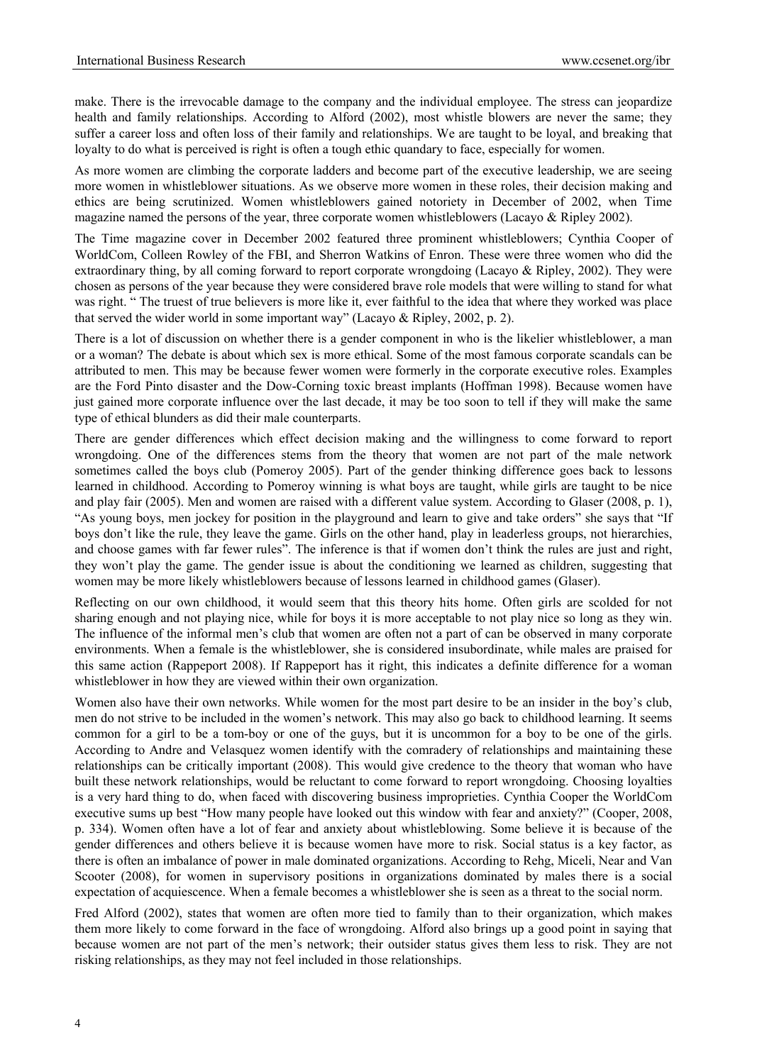make. There is the irrevocable damage to the company and the individual employee. The stress can jeopardize health and family relationships. According to Alford (2002), most whistle blowers are never the same; they suffer a career loss and often loss of their family and relationships. We are taught to be loyal, and breaking that loyalty to do what is perceived is right is often a tough ethic quandary to face, especially for women.

As more women are climbing the corporate ladders and become part of the executive leadership, we are seeing more women in whistleblower situations. As we observe more women in these roles, their decision making and ethics are being scrutinized. Women whistleblowers gained notoriety in December of 2002, when Time magazine named the persons of the year, three corporate women whistleblowers (Lacayo & Ripley 2002).

The Time magazine cover in December 2002 featured three prominent whistleblowers; Cynthia Cooper of WorldCom, Colleen Rowley of the FBI, and Sherron Watkins of Enron. These were three women who did the extraordinary thing, by all coming forward to report corporate wrongdoing (Lacayo & Ripley, 2002). They were chosen as persons of the year because they were considered brave role models that were willing to stand for what was right. " The truest of true believers is more like it, ever faithful to the idea that where they worked was place that served the wider world in some important way" (Lacayo & Ripley, 2002, p. 2).

There is a lot of discussion on whether there is a gender component in who is the likelier whistleblower, a man or a woman? The debate is about which sex is more ethical. Some of the most famous corporate scandals can be attributed to men. This may be because fewer women were formerly in the corporate executive roles. Examples are the Ford Pinto disaster and the Dow-Corning toxic breast implants (Hoffman 1998). Because women have just gained more corporate influence over the last decade, it may be too soon to tell if they will make the same type of ethical blunders as did their male counterparts.

There are gender differences which effect decision making and the willingness to come forward to report wrongdoing. One of the differences stems from the theory that women are not part of the male network sometimes called the boys club (Pomeroy 2005). Part of the gender thinking difference goes back to lessons learned in childhood. According to Pomeroy winning is what boys are taught, while girls are taught to be nice and play fair (2005). Men and women are raised with a different value system. According to Glaser (2008, p. 1), "As young boys, men jockey for position in the playground and learn to give and take orders" she says that "If boys don't like the rule, they leave the game. Girls on the other hand, play in leaderless groups, not hierarchies, and choose games with far fewer rules". The inference is that if women don't think the rules are just and right, they won't play the game. The gender issue is about the conditioning we learned as children, suggesting that women may be more likely whistleblowers because of lessons learned in childhood games (Glaser).

Reflecting on our own childhood, it would seem that this theory hits home. Often girls are scolded for not sharing enough and not playing nice, while for boys it is more acceptable to not play nice so long as they win. The influence of the informal men's club that women are often not a part of can be observed in many corporate environments. When a female is the whistleblower, she is considered insubordinate, while males are praised for this same action (Rappeport 2008). If Rappeport has it right, this indicates a definite difference for a woman whistleblower in how they are viewed within their own organization.

Women also have their own networks. While women for the most part desire to be an insider in the boy's club, men do not strive to be included in the women's network. This may also go back to childhood learning. It seems common for a girl to be a tom-boy or one of the guys, but it is uncommon for a boy to be one of the girls. According to Andre and Velasquez women identify with the comradery of relationships and maintaining these relationships can be critically important (2008). This would give credence to the theory that woman who have built these network relationships, would be reluctant to come forward to report wrongdoing. Choosing loyalties is a very hard thing to do, when faced with discovering business improprieties. Cynthia Cooper the WorldCom executive sums up best "How many people have looked out this window with fear and anxiety?" (Cooper, 2008, p. 334). Women often have a lot of fear and anxiety about whistleblowing. Some believe it is because of the gender differences and others believe it is because women have more to risk. Social status is a key factor, as there is often an imbalance of power in male dominated organizations. According to Rehg, Miceli, Near and Van Scooter (2008), for women in supervisory positions in organizations dominated by males there is a social expectation of acquiescence. When a female becomes a whistleblower she is seen as a threat to the social norm.

Fred Alford (2002), states that women are often more tied to family than to their organization, which makes them more likely to come forward in the face of wrongdoing. Alford also brings up a good point in saying that because women are not part of the men's network; their outsider status gives them less to risk. They are not risking relationships, as they may not feel included in those relationships.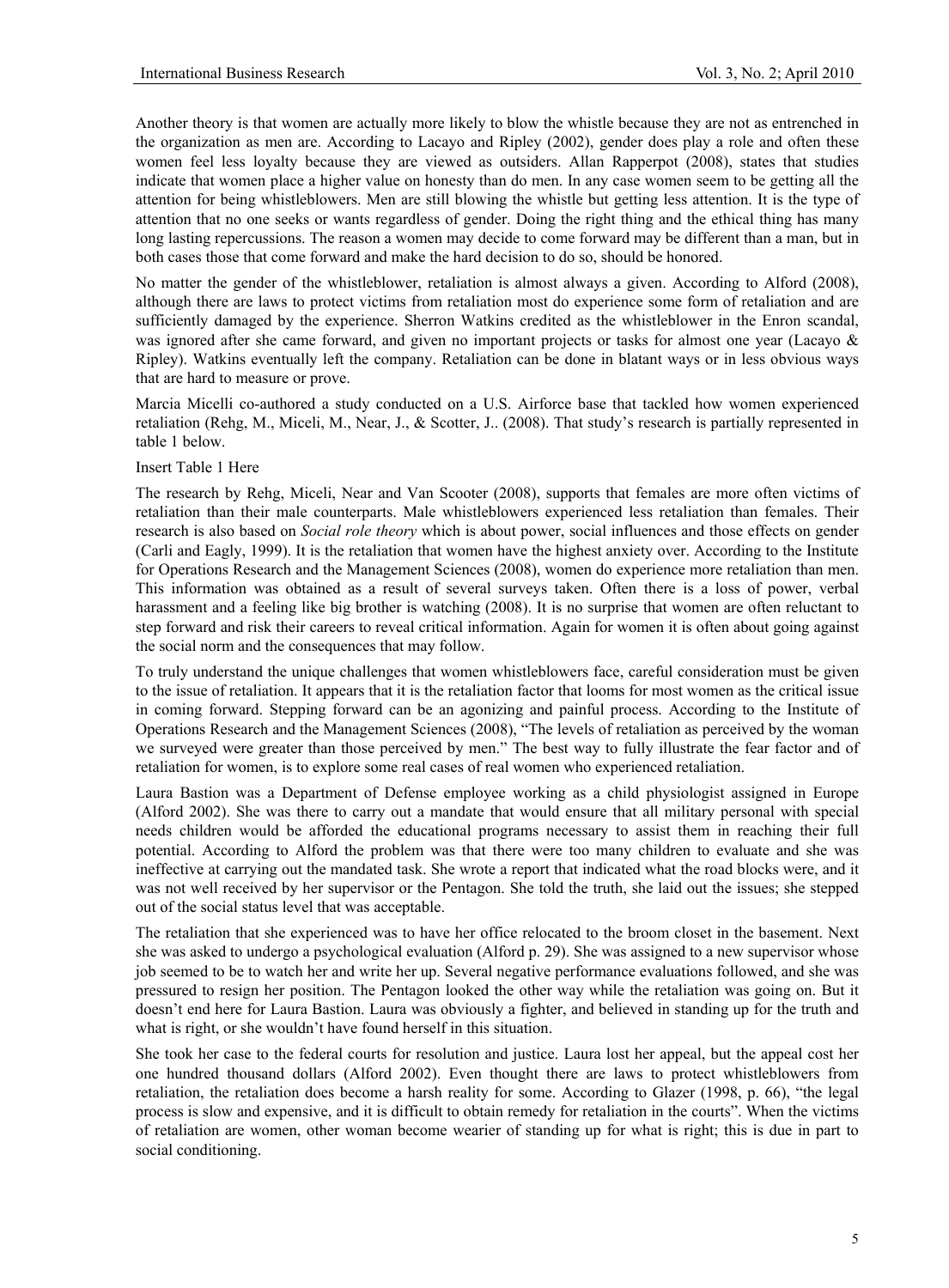Another theory is that women are actually more likely to blow the whistle because they are not as entrenched in the organization as men are. According to Lacayo and Ripley (2002), gender does play a role and often these women feel less loyalty because they are viewed as outsiders. Allan Rapperpot (2008), states that studies indicate that women place a higher value on honesty than do men. In any case women seem to be getting all the attention for being whistleblowers. Men are still blowing the whistle but getting less attention. It is the type of attention that no one seeks or wants regardless of gender. Doing the right thing and the ethical thing has many long lasting repercussions. The reason a women may decide to come forward may be different than a man, but in both cases those that come forward and make the hard decision to do so, should be honored.

No matter the gender of the whistleblower, retaliation is almost always a given. According to Alford (2008), although there are laws to protect victims from retaliation most do experience some form of retaliation and are sufficiently damaged by the experience. Sherron Watkins credited as the whistleblower in the Enron scandal, was ignored after she came forward, and given no important projects or tasks for almost one year (Lacayo & Ripley). Watkins eventually left the company. Retaliation can be done in blatant ways or in less obvious ways that are hard to measure or prove.

Marcia Micelli co-authored a study conducted on a U.S. Airforce base that tackled how women experienced retaliation (Rehg, M., Miceli, M., Near, J., & Scotter, J.. (2008). That study's research is partially represented in table 1 below.

Insert Table 1 Here

The research by Rehg, Miceli, Near and Van Scooter (2008), supports that females are more often victims of retaliation than their male counterparts. Male whistleblowers experienced less retaliation than females. Their research is also based on *Social role theory* which is about power, social influences and those effects on gender (Carli and Eagly, 1999). It is the retaliation that women have the highest anxiety over. According to the Institute for Operations Research and the Management Sciences (2008), women do experience more retaliation than men. This information was obtained as a result of several surveys taken. Often there is a loss of power, verbal harassment and a feeling like big brother is watching (2008). It is no surprise that women are often reluctant to step forward and risk their careers to reveal critical information. Again for women it is often about going against the social norm and the consequences that may follow.

To truly understand the unique challenges that women whistleblowers face, careful consideration must be given to the issue of retaliation. It appears that it is the retaliation factor that looms for most women as the critical issue in coming forward. Stepping forward can be an agonizing and painful process. According to the Institute of Operations Research and the Management Sciences (2008), "The levels of retaliation as perceived by the woman we surveyed were greater than those perceived by men." The best way to fully illustrate the fear factor and of retaliation for women, is to explore some real cases of real women who experienced retaliation.

Laura Bastion was a Department of Defense employee working as a child physiologist assigned in Europe (Alford 2002). She was there to carry out a mandate that would ensure that all military personal with special needs children would be afforded the educational programs necessary to assist them in reaching their full potential. According to Alford the problem was that there were too many children to evaluate and she was ineffective at carrying out the mandated task. She wrote a report that indicated what the road blocks were, and it was not well received by her supervisor or the Pentagon. She told the truth, she laid out the issues; she stepped out of the social status level that was acceptable.

The retaliation that she experienced was to have her office relocated to the broom closet in the basement. Next she was asked to undergo a psychological evaluation (Alford p. 29). She was assigned to a new supervisor whose job seemed to be to watch her and write her up. Several negative performance evaluations followed, and she was pressured to resign her position. The Pentagon looked the other way while the retaliation was going on. But it doesn't end here for Laura Bastion. Laura was obviously a fighter, and believed in standing up for the truth and what is right, or she wouldn't have found herself in this situation.

She took her case to the federal courts for resolution and justice. Laura lost her appeal, but the appeal cost her one hundred thousand dollars (Alford 2002). Even thought there are laws to protect whistleblowers from retaliation, the retaliation does become a harsh reality for some. According to Glazer (1998, p. 66), "the legal process is slow and expensive, and it is difficult to obtain remedy for retaliation in the courts". When the victims of retaliation are women, other woman become wearier of standing up for what is right; this is due in part to social conditioning.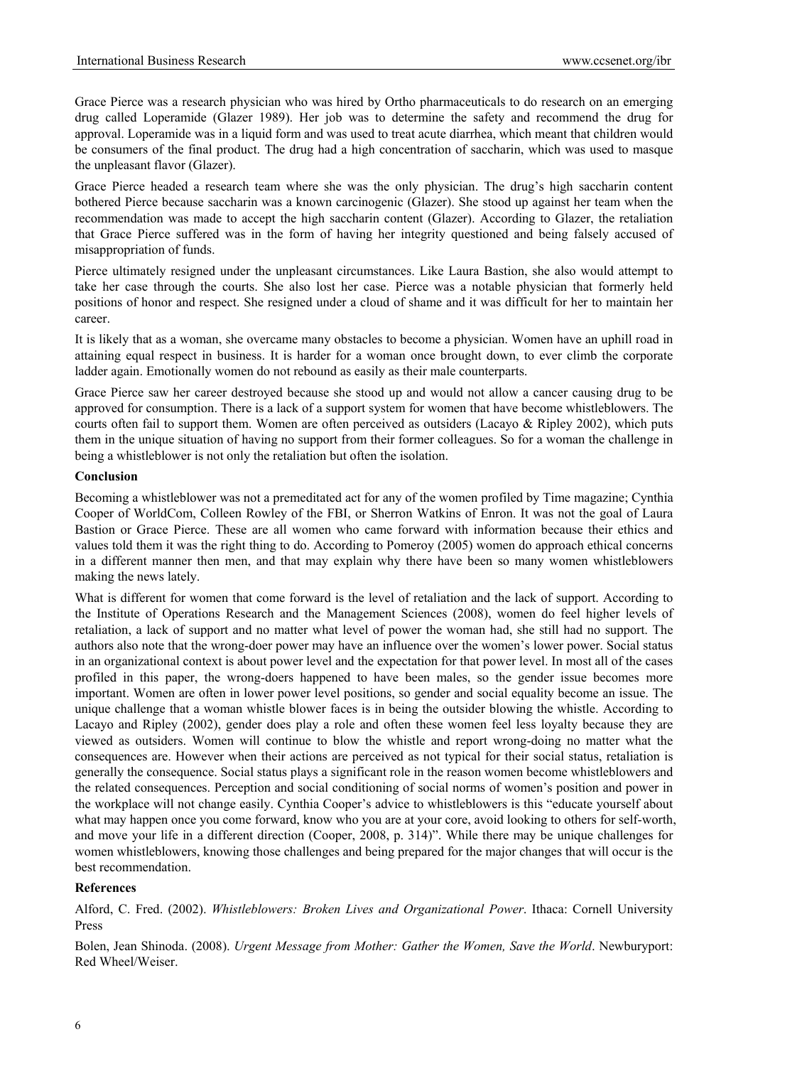Grace Pierce was a research physician who was hired by Ortho pharmaceuticals to do research on an emerging drug called Loperamide (Glazer 1989). Her job was to determine the safety and recommend the drug for approval. Loperamide was in a liquid form and was used to treat acute diarrhea, which meant that children would be consumers of the final product. The drug had a high concentration of saccharin, which was used to masque the unpleasant flavor (Glazer).

Grace Pierce headed a research team where she was the only physician. The drug's high saccharin content bothered Pierce because saccharin was a known carcinogenic (Glazer). She stood up against her team when the recommendation was made to accept the high saccharin content (Glazer). According to Glazer, the retaliation that Grace Pierce suffered was in the form of having her integrity questioned and being falsely accused of misappropriation of funds.

Pierce ultimately resigned under the unpleasant circumstances. Like Laura Bastion, she also would attempt to take her case through the courts. She also lost her case. Pierce was a notable physician that formerly held positions of honor and respect. She resigned under a cloud of shame and it was difficult for her to maintain her career.

It is likely that as a woman, she overcame many obstacles to become a physician. Women have an uphill road in attaining equal respect in business. It is harder for a woman once brought down, to ever climb the corporate ladder again. Emotionally women do not rebound as easily as their male counterparts.

Grace Pierce saw her career destroyed because she stood up and would not allow a cancer causing drug to be approved for consumption. There is a lack of a support system for women that have become whistleblowers. The courts often fail to support them. Women are often perceived as outsiders (Lacayo & Ripley 2002), which puts them in the unique situation of having no support from their former colleagues. So for a woman the challenge in being a whistleblower is not only the retaliation but often the isolation.

**Conclusion**

Becoming a whistleblower was not a premeditated act for any of the women profiled by Time magazine; Cynthia Cooper of WorldCom, Colleen Rowley of the FBI, or Sherron Watkins of Enron. It was not the goal of Laura Bastion or Grace Pierce. These are all women who came forward with information because their ethics and values told them it was the right thing to do. According to Pomeroy (2005) women do approach ethical concerns in a different manner then men, and that may explain why there have been so many women whistleblowers making the news lately.

What is different for women that come forward is the level of retaliation and the lack of support. According to the Institute of Operations Research and the Management Sciences (2008), women do feel higher levels of retaliation, a lack of support and no matter what level of power the woman had, she still had no support. The authors also note that the wrong-doer power may have an influence over the women's lower power. Social status in an organizational context is about power level and the expectation for that power level. In most all of the cases profiled in this paper, the wrong-doers happened to have been males, so the gender issue becomes more important. Women are often in lower power level positions, so gender and social equality become an issue. The unique challenge that a woman whistle blower faces is in being the outsider blowing the whistle. According to Lacayo and Ripley (2002), gender does play a role and often these women feel less loyalty because they are viewed as outsiders. Women will continue to blow the whistle and report wrong-doing no matter what the consequences are. However when their actions are perceived as not typical for their social status, retaliation is generally the consequence. Social status plays a significant role in the reason women become whistleblowers and the related consequences. Perception and social conditioning of social norms of women's position and power in the workplace will not change easily. Cynthia Cooper's advice to whistleblowers is this "educate yourself about what may happen once you come forward, know who you are at your core, avoid looking to others for self-worth, and move your life in a different direction (Cooper, 2008, p. 314)". While there may be unique challenges for women whistleblowers, knowing those challenges and being prepared for the major changes that will occur is the best recommendation.

**References**

Alford, C. Fred. (2002). *Whistleblowers: Broken Lives and Organizational Power*. Ithaca: Cornell University Press

Bolen, Jean Shinoda. (2008). *Urgent Message from Mother: Gather the Women, Save the World*. Newburyport: Red Wheel/Weiser.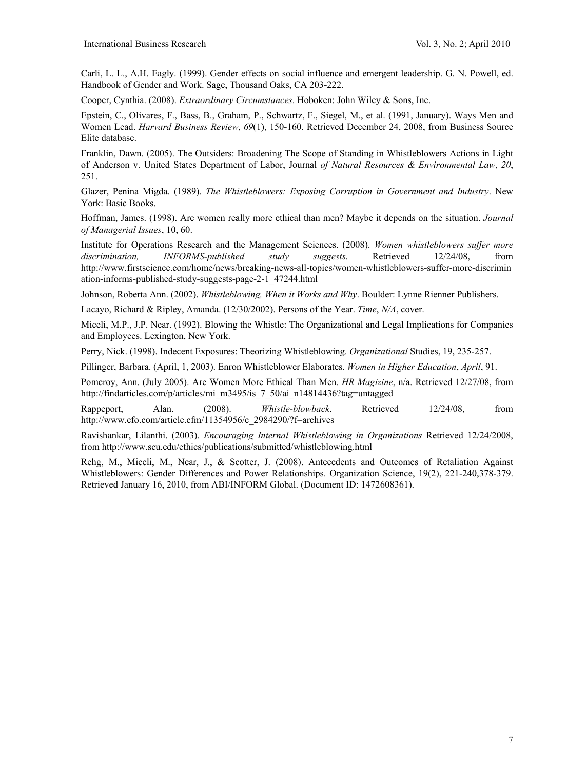Carli, L. L., A.H. Eagly. (1999). Gender effects on social influence and emergent leadership. G. N. Powell, ed. Handbook of Gender and Work. Sage, Thousand Oaks, CA 203-222.

Cooper, Cynthia. (2008). *Extraordinary Circumstances*. Hoboken: John Wiley & Sons, Inc.

Epstein, C., Olivares, F., Bass, B., Graham, P., Schwartz, F., Siegel, M., et al. (1991, January). Ways Men and Women Lead. *Harvard Business Review*, *69*(1), 150-160. Retrieved December 24, 2008, from Business Source Elite database.

Franklin, Dawn. (2005). The Outsiders: Broadening The Scope of Standing in Whistleblowers Actions in Light of Anderson v. United States Department of Labor, Journal *of Natural Resources & Environmental Law*, *20*, 251.

Glazer, Penina Migda. (1989). *The Whistleblowers: Exposing Corruption in Government and Industry*. New York: Basic Books.

Hoffman, James. (1998). Are women really more ethical than men? Maybe it depends on the situation. *Journal of Managerial Issues*, 10, 60.

Institute for Operations Research and the Management Sciences. (2008). *Women whistleblowers suffer more discrimination, INFORMS-published study suggests*. Retrieved 12/24/08, from http://www.firstscience.com/home/news/breaking-news-all-topics/women-whistleblowers-suffer-more-discrimination-informs-published-study-suggests-page-2-1_47244.html

Johnson, Roberta Ann. (2002). *Whistleblowing, When it Works and Why*. Boulder: Lynne Rienner Publishers.

Lacayo, Richard & Ripley, Amanda. (12/30/2002). Persons of the Year. *Time*, *N/A*, cover.

Miceli, M.P., J.P. Near. (1992). Blowing the Whistle: The Organizational and Legal Implications for Companies and Employees. Lexington, New York.

Perry, Nick. (1998). Indecent Exposures: Theorizing Whistleblowing. *Organizational* Studies, 19, 235-257.

Pillinger, Barbara. (April, 1, 2003). Enron Whistleblower Elaborates. *Women in Higher Education*, *April*, 91.

Pomeroy, Ann. (July 2005). Are Women More Ethical Than Men. *HR Magizine*, n/a. Retrieved 12/27/08, from http://findarticles.com/p/articles/mi_m3495/is_7_50/ai_n14814436?tag=untagged

Rappeport, Alan. (2008). *Whistle-blowback*. Retrieved 12/24/08, from http://www.cfo.com/article.cfm/11354956/c_2984290/?f=archives

Ravishankar, Lilanthi. (2003). *Encouraging Internal Whistleblowing in Organizations* Retrieved 12/24/2008, from http://www.scu.edu/ethics/publications/submitted/whistleblowing.html

Rehg, M., Miceli, M., Near, J., & Scotter, J. (2008). Antecedents and Outcomes of Retaliation Against Whistleblowers: Gender Differences and Power Relationships. Organization Science, 19(2), 221-240,378-379. Retrieved January 16, 2010, from ABI/INFORM Global. (Document ID: 1472608361).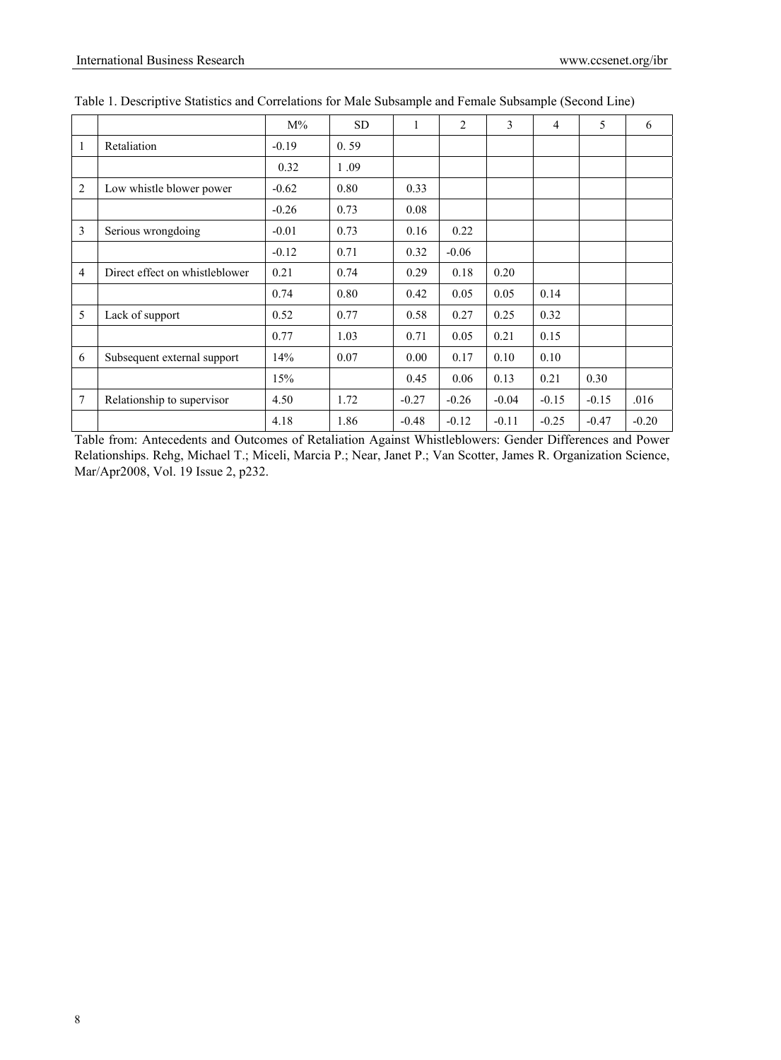Table 1. Descriptive Statistics and Correlations for Male Subsample and Female Subsample (Second Line)

| | | M% | SD | 1 | 2 | 3 | 4 | 5 | 6 |
|---|---|---|---|---|---|---|---|---|---|
| 1 | Retaliation | -0.19 | 0. 59 | | | | | | |
| | | 0.32 | 1 .09 | | | | | | |
| 2 | Low whistle blower power | -0.62 | 0.80 | 0.33 | | | | | |
| | | -0.26 | 0.73 | 0.08 | | | | | |
| 3 | Serious wrongdoing | -0.01 | 0.73 | 0.16 | 0.22 | | | | |
| | | -0.12 | 0.71 | 0.32 | -0.06 | | | | |
| 4 | Direct effect on whistleblower | 0.21 | 0.74 | 0.29 | 0.18 | 0.20 | | | |
| | | 0.74 | 0.80 | 0.42 | 0.05 | 0.05 | 0.14 | | |
| 5 | Lack of support | 0.52 | 0.77 | 0.58 | 0.27 | 0.25 | 0.32 | | |
| | | 0.77 | 1.03 | 0.71 | 0.05 | 0.21 | 0.15 | | |
| 6 | Subsequent external support | 14% | 0.07 | 0.00 | 0.17 | 0.10 | 0.10 | | |
| | | 15% | | 0.45 | 0.06 | 0.13 | 0.21 | 0.30 | |
| 7 | Relationship to supervisor | 4.50 | 1.72 | -0.27 | -0.26 | -0.04 | -0.15 | -0.15 | .016 |
| | | 4.18 | 1.86 | -0.48 | -0.12 | -0.11 | -0.25 | -0.47 | -0.20 |

Table from: Antecedents and Outcomes of Retaliation Against Whistleblowers: Gender Differences and Power Relationships. Rehg, Michael T.; Miceli, Marcia P.; Near, Janet P.; Van Scotter, James R. Organization Science, Mar/Apr2008, Vol. 19 Issue 2, p232.